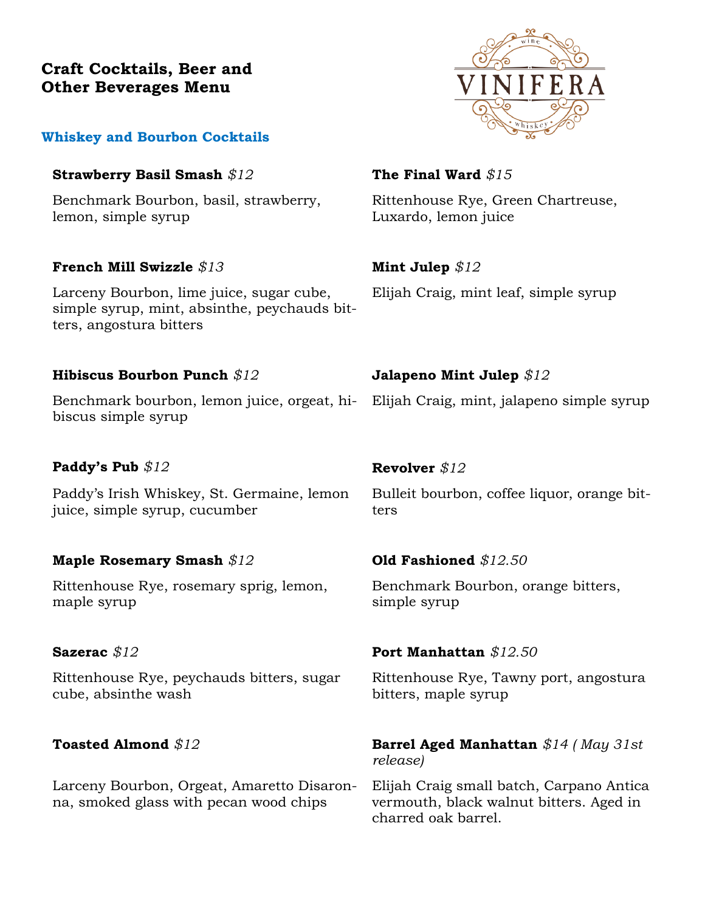# Craft Cocktails, Beer and Other Beverages Menu

VINIFERA wine whiskey

## Whiskey and Bourbon Cocktails

**Strawberry Basil Smash** *$12*

Benchmark Bourbon, basil, strawberry, lemon, simple syrup

**French Mill Swizzle** *$13*

Larceny Bourbon, lime juice, sugar cube, simple syrup, mint, absinthe, peychauds bitters, angostura bitters

**Hibiscus Bourbon Punch** *$12*

Benchmark bourbon, lemon juice, orgeat, hibiscus simple syrup

**Paddy's Pub** *$12*

Paddy's Irish Whiskey, St. Germaine, lemon juice, simple syrup, cucumber

**Maple Rosemary Smash** *$12*

Rittenhouse Rye, rosemary sprig, lemon, maple syrup

**Sazerac** *$12*

Rittenhouse Rye, peychauds bitters, sugar cube, absinthe wash

**Toasted Almond** *$12*

Larceny Bourbon, Orgeat, Amaretto Disaronna, smoked glass with pecan wood chips

**The Final Ward** *$15*

Rittenhouse Rye, Green Chartreuse, Luxardo, lemon juice

**Mint Julep** *$12*

Elijah Craig, mint leaf, simple syrup

**Jalapeno Mint Julep** *$12*

Elijah Craig, mint, jalapeno simple syrup

**Revolver** *$12*

Bulleit bourbon, coffee liquor, orange bitters

**Old Fashioned** *$12.50*

Benchmark Bourbon, orange bitters, simple syrup

**Port Manhattan** *$12.50*

Rittenhouse Rye, Tawny port, angostura bitters, maple syrup

**Barrel Aged Manhattan** *$14 ( May 31st release)*

Elijah Craig small batch, Carpano Antica vermouth, black walnut bitters. Aged in charred oak barrel.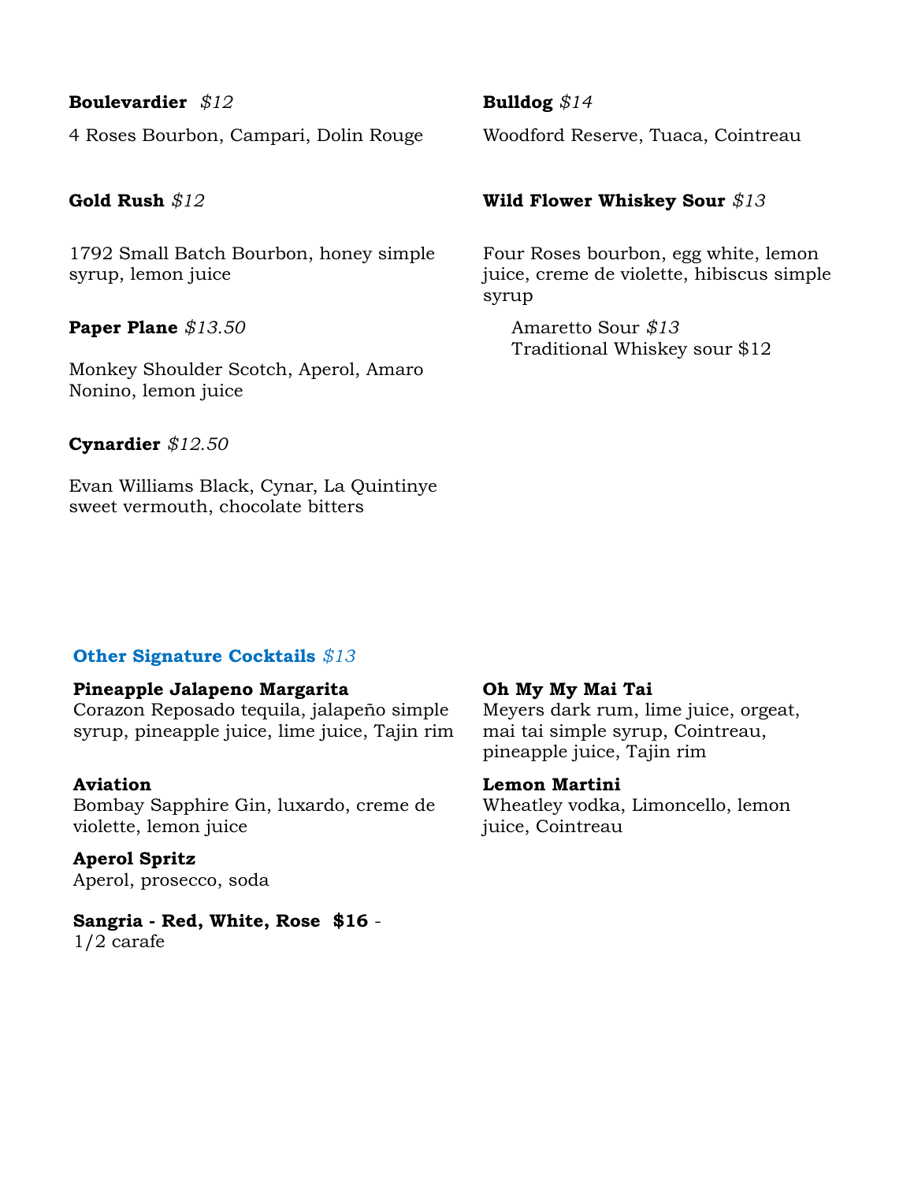**Boulevardier** *$12*

4 Roses Bourbon, Campari, Dolin Rouge

**Gold Rush** *$12*

1792 Small Batch Bourbon, honey simple syrup, lemon juice

**Paper Plane** *$13.50*

Monkey Shoulder Scotch, Aperol, Amaro Nonino, lemon juice

**Cynardier** *$12.50*

Evan Williams Black, Cynar, La Quintinye sweet vermouth, chocolate bitters

**Bulldog** *$14*

Woodford Reserve, Tuaca, Cointreau

**Wild Flower Whiskey Sour** *$13*

Four Roses bourbon, egg white, lemon juice, creme de violette, hibiscus simple syrup

Amaretto Sour *$13*
Traditional Whiskey sour $12

## Other Signature Cocktails *$13*

**Pineapple Jalapeno Margarita**
Corazon Reposado tequila, jalapeño simple syrup, pineapple juice, lime juice, Tajin rim

**Aviation**
Bombay Sapphire Gin, luxardo, creme de violette, lemon juice

**Aperol Spritz**
Aperol, prosecco, soda

**Sangria - Red, White, Rose $16** -
1/2 carafe

**Oh My My Mai Tai**
Meyers dark rum, lime juice, orgeat, mai tai simple syrup, Cointreau, pineapple juice, Tajin rim

**Lemon Martini**
Wheatley vodka, Limoncello, lemon juice, Cointreau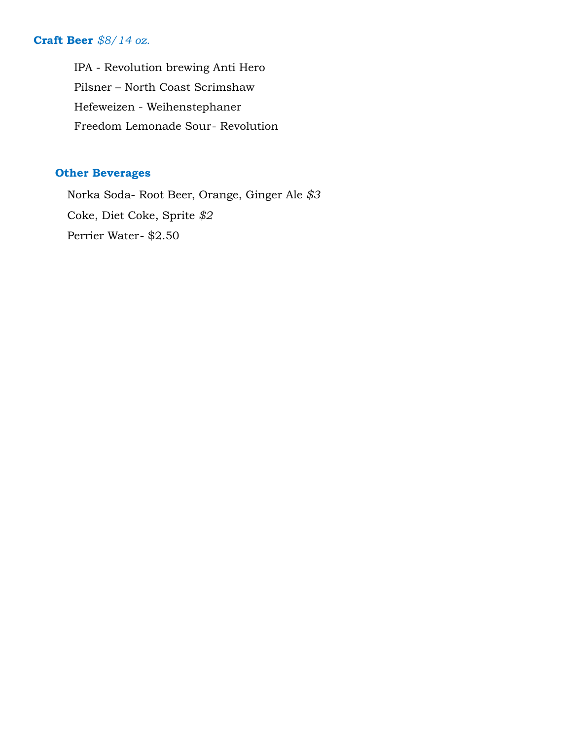**Craft Beer** *$8/ 14 oz.*

IPA - Revolution brewing Anti Hero

Pilsner – North Coast Scrimshaw

Hefeweizen - Weihenstephaner

Freedom Lemonade Sour- Revolution

**Other Beverages**

Norka Soda- Root Beer, Orange, Ginger Ale *$3*

Coke, Diet Coke, Sprite *$2*

Perrier Water- $2.50